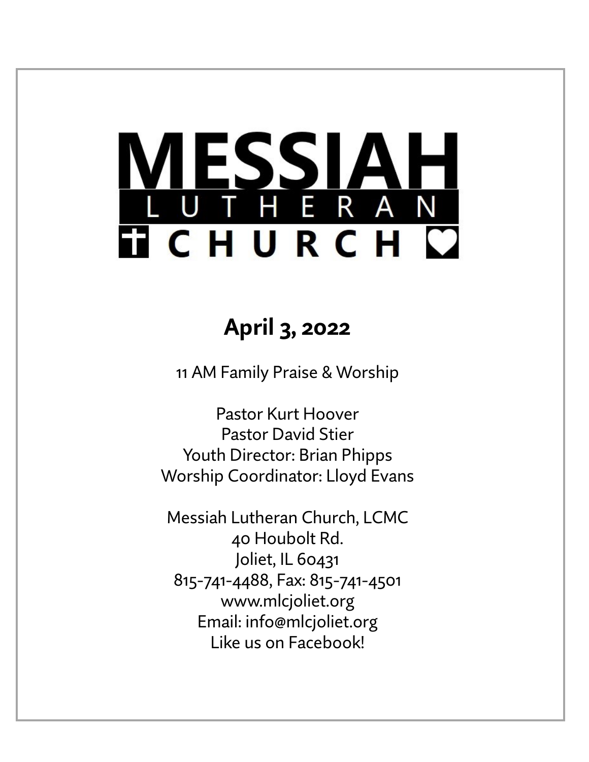# MESSIAH LUTHERAN CHURCH

## April 3, 2022

11 AM Family Praise & Worship

Pastor Kurt Hoover
Pastor David Stier
Youth Director: Brian Phipps
Worship Coordinator: Lloyd Evans

Messiah Lutheran Church, LCMC
40 Houbolt Rd.
Joliet, IL 60431
815-741-4488, Fax: 815-741-4501
www.mlcjoliet.org
Email: info@mlcjoliet.org
Like us on Facebook!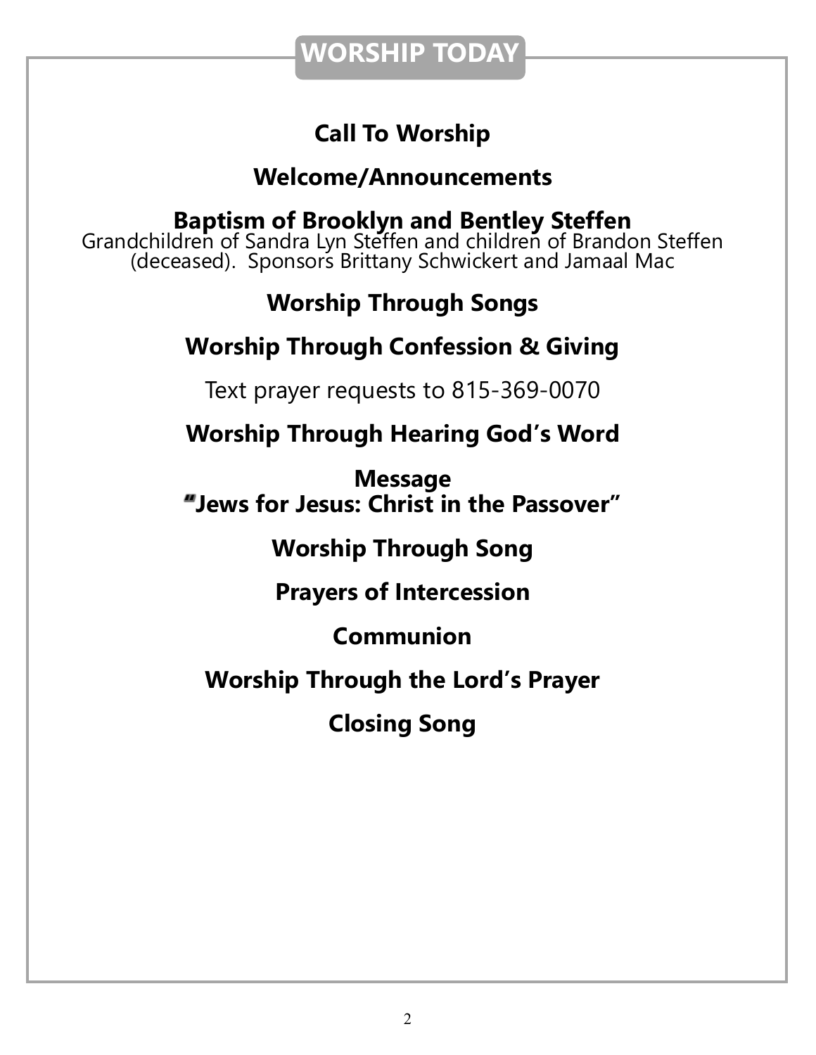## WORSHIP TODAY

**Call To Worship**

**Welcome/Announcements**

**Baptism of Brooklyn and Bentley Steffen**
Grandchildren of Sandra Lyn Steffen and children of Brandon Steffen (deceased). Sponsors Brittany Schwickert and Jamaal Mac

**Worship Through Songs**

**Worship Through Confession & Giving**

Text prayer requests to 815-369-0070

**Worship Through Hearing God's Word**

**Message**
**"Jews for Jesus: Christ in the Passover"**

**Worship Through Song**

**Prayers of Intercession**

**Communion**

**Worship Through the Lord's Prayer**

**Closing Song**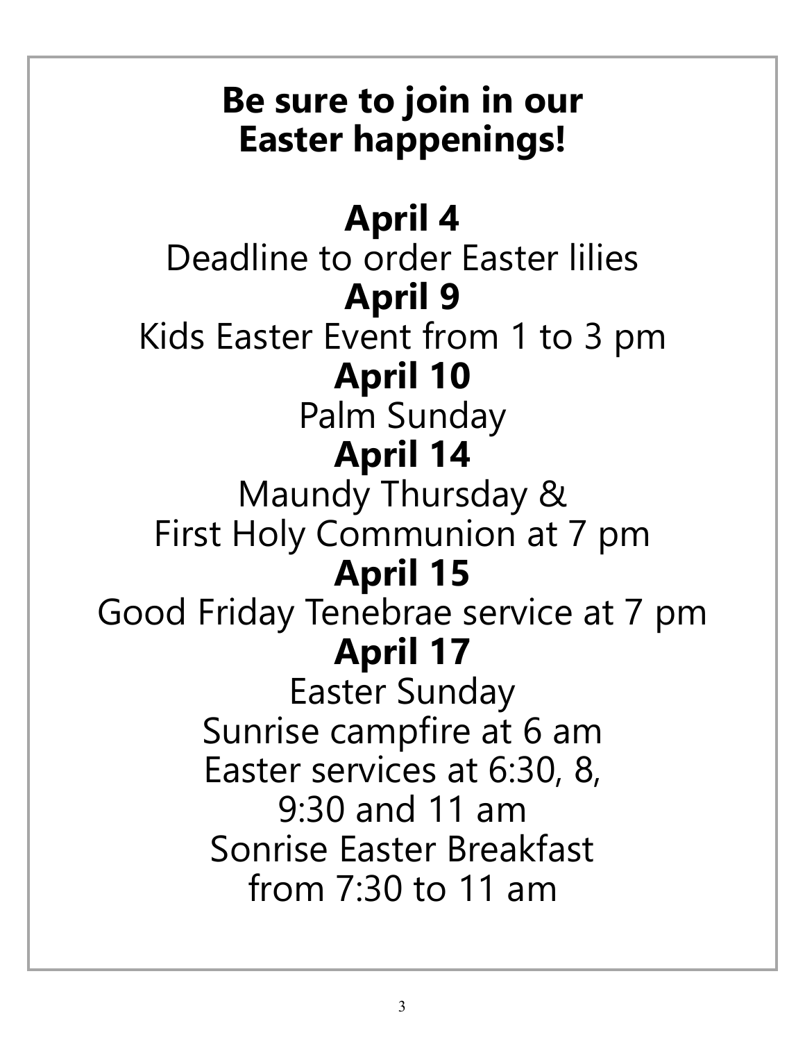# Be sure to join in our Easter happenings!

**April 4**
Deadline to order Easter lilies

**April 9**
Kids Easter Event from 1 to 3 pm

**April 10**
Palm Sunday

**April 14**
Maundy Thursday &
First Holy Communion at 7 pm

**April 15**
Good Friday Tenebrae service at 7 pm

**April 17**
Easter Sunday
Sunrise campfire at 6 am
Easter services at 6:30, 8,
9:30 and 11 am
Sonrise Easter Breakfast
from 7:30 to 11 am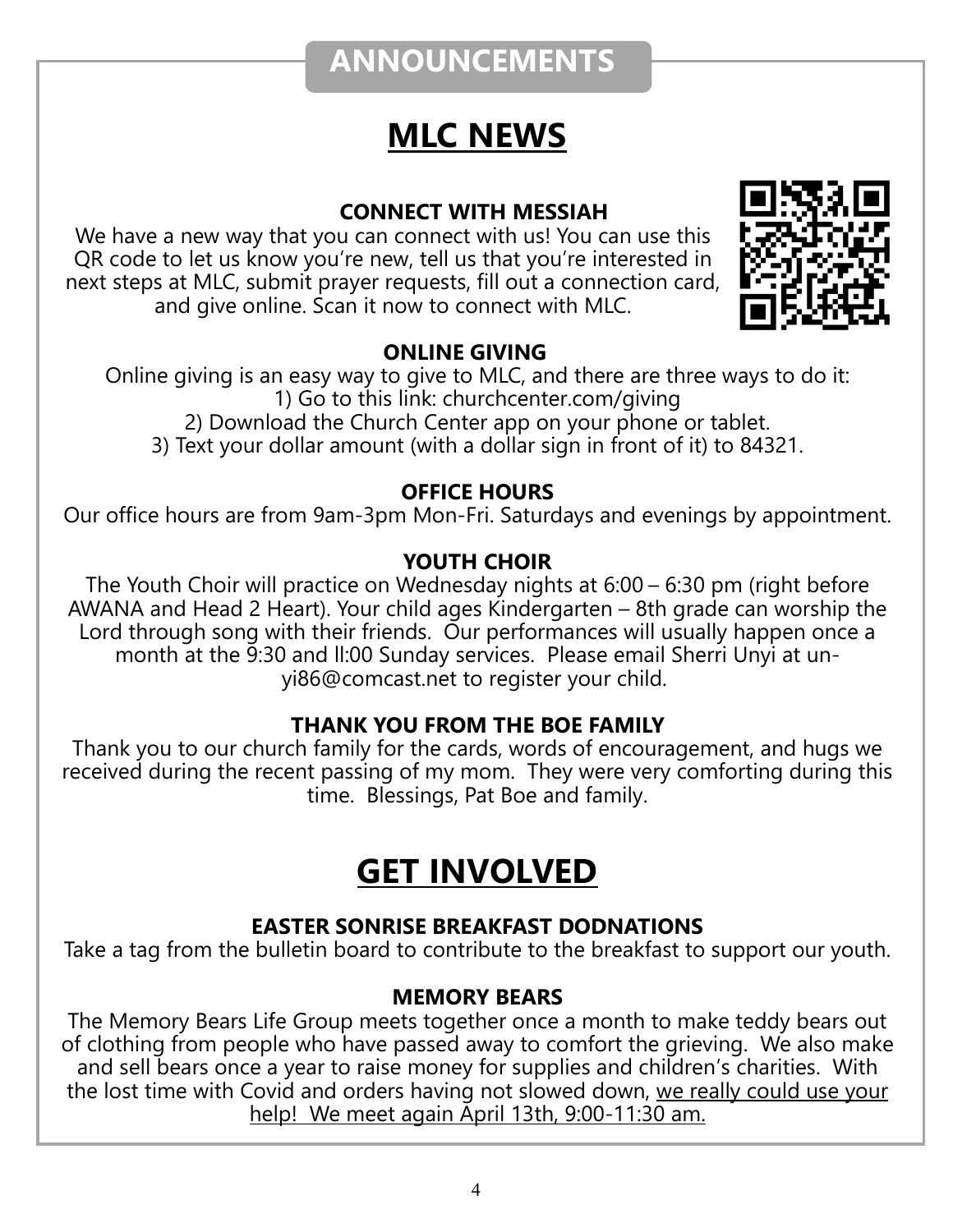# ANNOUNCEMENTS

## MLC NEWS

### CONNECT WITH MESSIAH

We have a new way that you can connect with us! You can use this QR code to let us know you're new, tell us that you're interested in next steps at MLC, submit prayer requests, fill out a connection card, and give online. Scan it now to connect with MLC.

### ONLINE GIVING

Online giving is an easy way to give to MLC, and there are three ways to do it:
1) Go to this link: churchcenter.com/giving
2) Download the Church Center app on your phone or tablet.
3) Text your dollar amount (with a dollar sign in front of it) to 84321.

### OFFICE HOURS

Our office hours are from 9am-3pm Mon-Fri. Saturdays and evenings by appointment.

### YOUTH CHOIR

The Youth Choir will practice on Wednesday nights at 6:00 – 6:30 pm (right before AWANA and Head 2 Heart). Your child ages Kindergarten – 8th grade can worship the Lord through song with their friends. Our performances will usually happen once a month at the 9:30 and ll:00 Sunday services. Please email Sherri Unyi at unyi86@comcast.net to register your child.

### THANK YOU FROM THE BOE FAMILY

Thank you to our church family for the cards, words of encouragement, and hugs we received during the recent passing of my mom. They were very comforting during this time. Blessings, Pat Boe and family.

## GET INVOLVED

### EASTER SONRISE BREAKFAST DODNATIONS

Take a tag from the bulletin board to contribute to the breakfast to support our youth.

### MEMORY BEARS

The Memory Bears Life Group meets together once a month to make teddy bears out of clothing from people who have passed away to comfort the grieving. We also make and sell bears once a year to raise money for supplies and children's charities. With the lost time with Covid and orders having not slowed down, we really could use your help! We meet again April 13th, 9:00-11:30 am.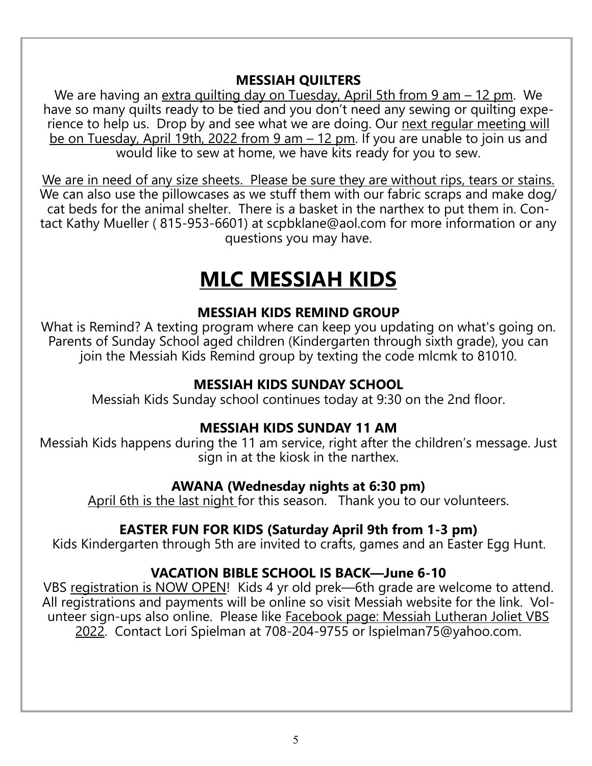### MESSIAH QUILTERS

We are having an extra quilting day on Tuesday, April 5th from 9 am – 12 pm. We have so many quilts ready to be tied and you don't need any sewing or quilting experience to help us. Drop by and see what we are doing. Our next regular meeting will be on Tuesday, April 19th, 2022 from 9 am – 12 pm. If you are unable to join us and would like to sew at home, we have kits ready for you to sew.

We are in need of any size sheets. Please be sure they are without rips, tears or stains. We can also use the pillowcases as we stuff them with our fabric scraps and make dog/cat beds for the animal shelter. There is a basket in the narthex to put them in. Contact Kathy Mueller ( 815-953-6601) at scpbklane@aol.com for more information or any questions you may have.

# MLC MESSIAH KIDS

### MESSIAH KIDS REMIND GROUP

What is Remind? A texting program where can keep you updating on what's going on. Parents of Sunday School aged children (Kindergarten through sixth grade), you can join the Messiah Kids Remind group by texting the code mlcmk to 81010.

### MESSIAH KIDS SUNDAY SCHOOL

Messiah Kids Sunday school continues today at 9:30 on the 2nd floor.

### MESSIAH KIDS SUNDAY 11 AM

Messiah Kids happens during the 11 am service, right after the children's message. Just sign in at the kiosk in the narthex.

### AWANA (Wednesday nights at 6:30 pm)

April 6th is the last night for this season. Thank you to our volunteers.

### EASTER FUN FOR KIDS (Saturday April 9th from 1-3 pm)

Kids Kindergarten through 5th are invited to crafts, games and an Easter Egg Hunt.

### VACATION BIBLE SCHOOL IS BACK—June 6-10

VBS registration is NOW OPEN! Kids 4 yr old prek—6th grade are welcome to attend. All registrations and payments will be online so visit Messiah website for the link. Volunteer sign-ups also online. Please like Facebook page: Messiah Lutheran Joliet VBS 2022. Contact Lori Spielman at 708-204-9755 or lspielman75@yahoo.com.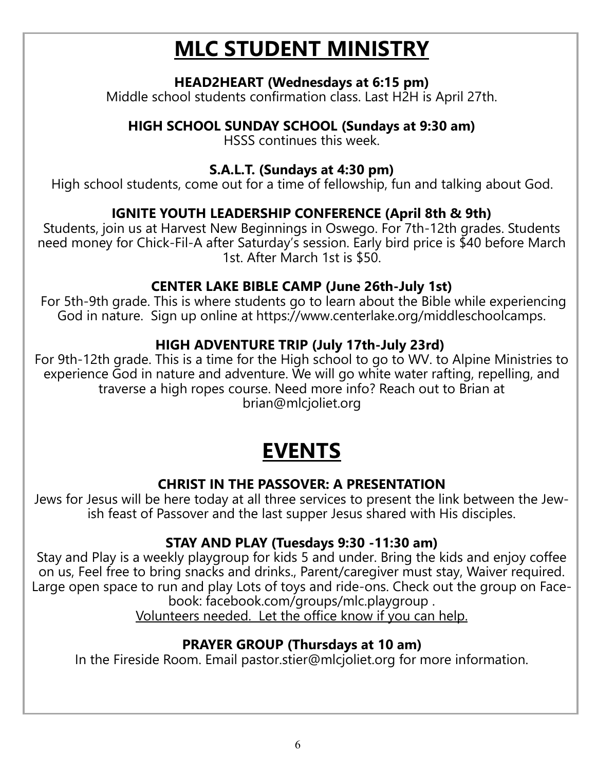# MLC STUDENT MINISTRY

### HEAD2HEART (Wednesdays at 6:15 pm)

Middle school students confirmation class. Last H2H is April 27th.

### HIGH SCHOOL SUNDAY SCHOOL (Sundays at 9:30 am)

HSSS continues this week.

### S.A.L.T. (Sundays at 4:30 pm)

High school students, come out for a time of fellowship, fun and talking about God.

### IGNITE YOUTH LEADERSHIP CONFERENCE (April 8th & 9th)

Students, join us at Harvest New Beginnings in Oswego. For 7th-12th grades. Students need money for Chick-Fil-A after Saturday's session. Early bird price is $40 before March 1st. After March 1st is $50.

### CENTER LAKE BIBLE CAMP (June 26th-July 1st)

For 5th-9th grade. This is where students go to learn about the Bible while experiencing God in nature. Sign up online at https://www.centerlake.org/middleschoolcamps.

### HIGH ADVENTURE TRIP (July 17th-July 23rd)

For 9th-12th grade. This is a time for the High school to go to WV. to Alpine Ministries to experience God in nature and adventure. We will go white water rafting, repelling, and traverse a high ropes course. Need more info? Reach out to Brian at brian@mlcjoliet.org

# EVENTS

### CHRIST IN THE PASSOVER: A PRESENTATION

Jews for Jesus will be here today at all three services to present the link between the Jewish feast of Passover and the last supper Jesus shared with His disciples.

### STAY AND PLAY (Tuesdays 9:30 -11:30 am)

Stay and Play is a weekly playgroup for kids 5 and under. Bring the kids and enjoy coffee on us, Feel free to bring snacks and drinks., Parent/caregiver must stay, Waiver required. Large open space to run and play Lots of toys and ride-ons. Check out the group on Facebook: facebook.com/groups/mlc.playgroup .

Volunteers needed. Let the office know if you can help.

### PRAYER GROUP (Thursdays at 10 am)

In the Fireside Room. Email pastor.stier@mlcjoliet.org for more information.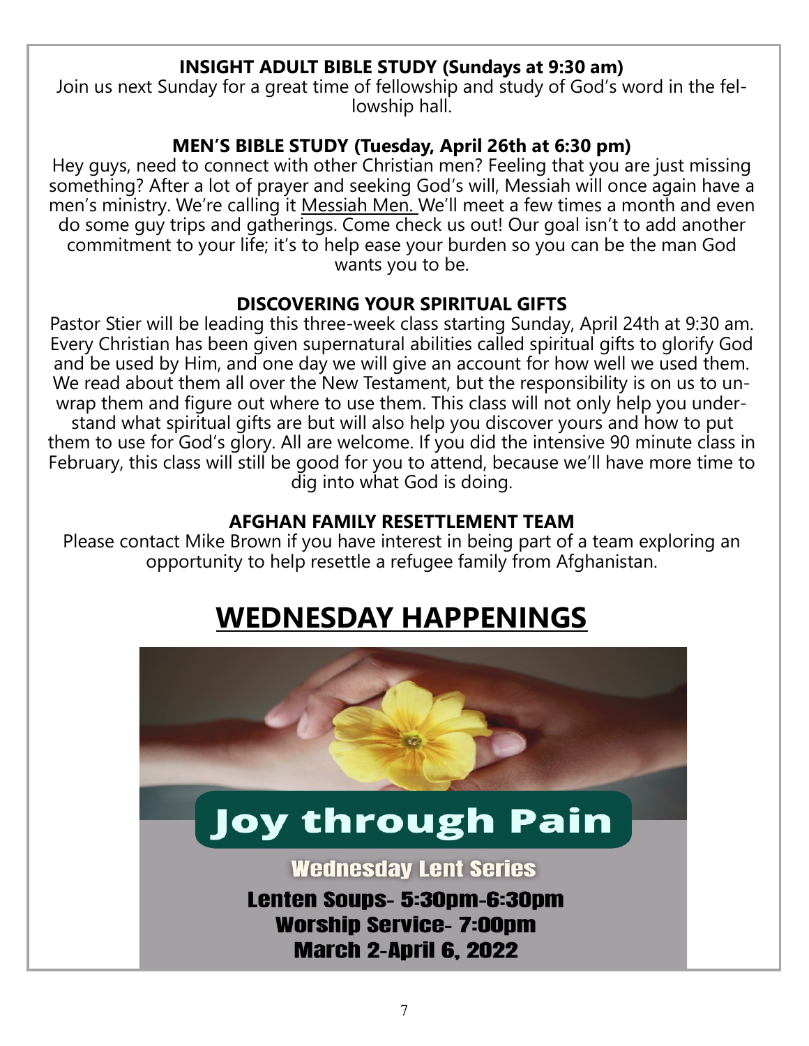**INSIGHT ADULT BIBLE STUDY (Sundays at 9:30 am)**

Join us next Sunday for a great time of fellowship and study of God's word in the fellowship hall.

**MEN'S BIBLE STUDY (Tuesday, April 26th at 6:30 pm)**

Hey guys, need to connect with other Christian men? Feeling that you are just missing something? After a lot of prayer and seeking God's will, Messiah will once again have a men's ministry. We're calling it Messiah Men. We'll meet a few times a month and even do some guy trips and gatherings. Come check us out! Our goal isn't to add another commitment to your life; it's to help ease your burden so you can be the man God wants you to be.

**DISCOVERING YOUR SPIRITUAL GIFTS**

Pastor Stier will be leading this three-week class starting Sunday, April 24th at 9:30 am. Every Christian has been given supernatural abilities called spiritual gifts to glorify God and be used by Him, and one day we will give an account for how well we used them. We read about them all over the New Testament, but the responsibility is on us to unwrap them and figure out where to use them. This class will not only help you understand what spiritual gifts are but will also help you discover yours and how to put them to use for God's glory. All are welcome. If you did the intensive 90 minute class in February, this class will still be good for you to attend, because we'll have more time to dig into what God is doing.

**AFGHAN FAMILY RESETTLEMENT TEAM**

Please contact Mike Brown if you have interest in being part of a team exploring an opportunity to help resettle a refugee family from Afghanistan.

# WEDNESDAY HAPPENINGS

## Joy through Pain

**Wednesday Lent Series**

**Lenten Soups- 5:30pm-6:30pm**
**Worship Service- 7:00pm**
**March 2-April 6, 2022**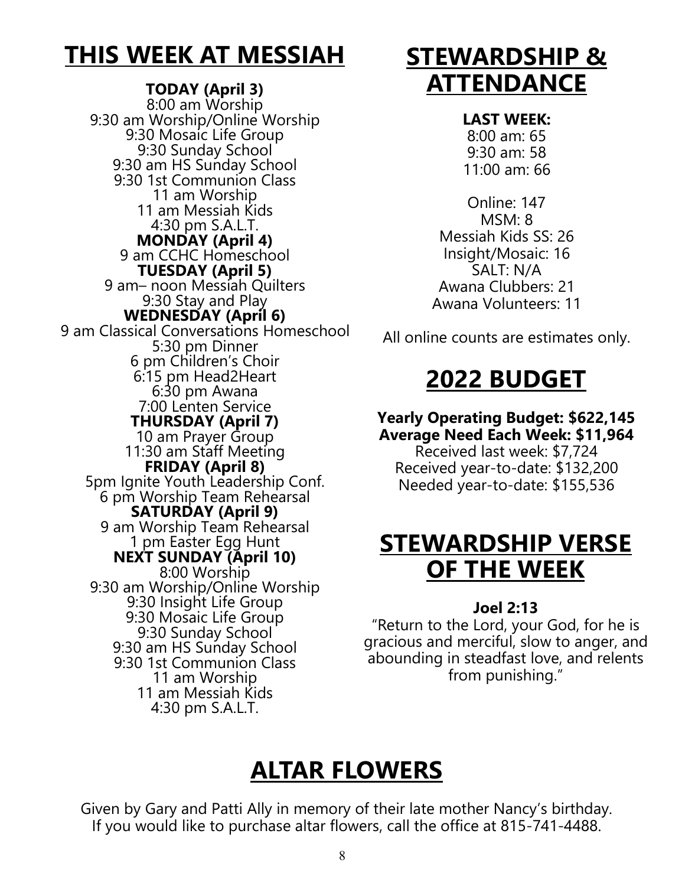# THIS WEEK AT MESSIAH

**TODAY (April 3)**
8:00 am Worship
9:30 am Worship/Online Worship
9:30 Mosaic Life Group
9:30 Sunday School
9:30 am HS Sunday School
9:30 1st Communion Class
11 am Worship
11 am Messiah Kids
4:30 pm S.A.L.T.

**MONDAY (April 4)**
9 am CCHC Homeschool

**TUESDAY (April 5)**
9 am– noon Messiah Quilters
9:30 Stay and Play

**WEDNESDAY (April 6)**
9 am Classical Conversations Homeschool
5:30 pm Dinner
6 pm Children's Choir
6:15 pm Head2Heart
6:30 pm Awana
7:00 Lenten Service

**THURSDAY (April 7)**
10 am Prayer Group
11:30 am Staff Meeting

**FRIDAY (April 8)**
5pm Ignite Youth Leadership Conf.
6 pm Worship Team Rehearsal

**SATURDAY (April 9)**
9 am Worship Team Rehearsal
1 pm Easter Egg Hunt

**NEXT SUNDAY (April 10)**
8:00 Worship
9:30 am Worship/Online Worship
9:30 Insight Life Group
9:30 Mosaic Life Group
9:30 Sunday School
9:30 am HS Sunday School
9:30 1st Communion Class
11 am Worship
11 am Messiah Kids
4:30 pm S.A.L.T.

# STEWARDSHIP & ATTENDANCE

**LAST WEEK:**
8:00 am: 65
9:30 am: 58
11:00 am: 66

Online: 147
MSM: 8
Messiah Kids SS: 26
Insight/Mosaic: 16
SALT: N/A
Awana Clubbers: 21
Awana Volunteers: 11

All online counts are estimates only.

# 2022 BUDGET

**Yearly Operating Budget: $622,145**
**Average Need Each Week: $11,964**
Received last week: $7,724
Received year-to-date: $132,200
Needed year-to-date: $155,536

# STEWARDSHIP VERSE OF THE WEEK

**Joel 2:13**
"Return to the Lord, your God, for he is gracious and merciful, slow to anger, and abounding in steadfast love, and relents from punishing."

# ALTAR FLOWERS

Given by Gary and Patti Ally in memory of their late mother Nancy's birthday.
If you would like to purchase altar flowers, call the office at 815-741-4488.